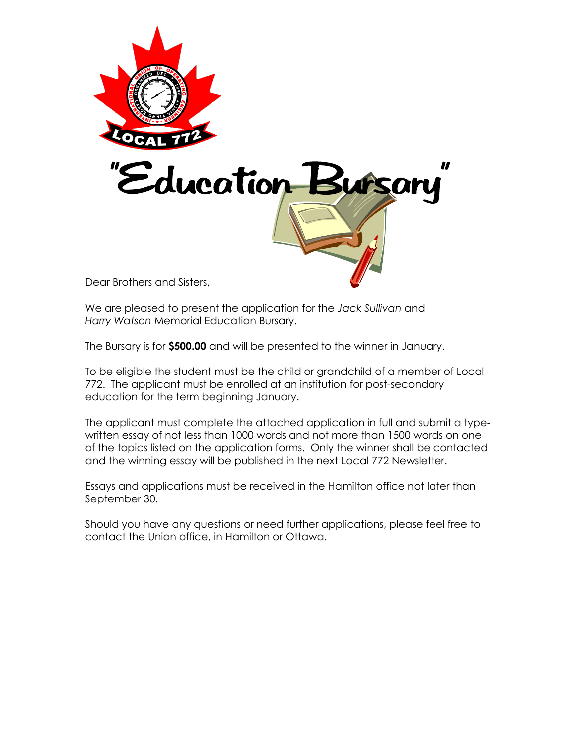LOCAL 772

# "Education Bursary"

Dear Brothers and Sisters,

We are pleased to present the application for the *Jack Sullivan* and *Harry Watson* Memorial Education Bursary.

The Bursary is for **$500.00** and will be presented to the winner in January.

To be eligible the student must be the child or grandchild of a member of Local 772. The applicant must be enrolled at an institution for post-secondary education for the term beginning January.

The applicant must complete the attached application in full and submit a type-written essay of not less than 1000 words and not more than 1500 words on one of the topics listed on the application forms. Only the winner shall be contacted and the winning essay will be published in the next Local 772 Newsletter.

Essays and applications must be received in the Hamilton office not later than September 30.

Should you have any questions or need further applications, please feel free to contact the Union office, in Hamilton or Ottawa.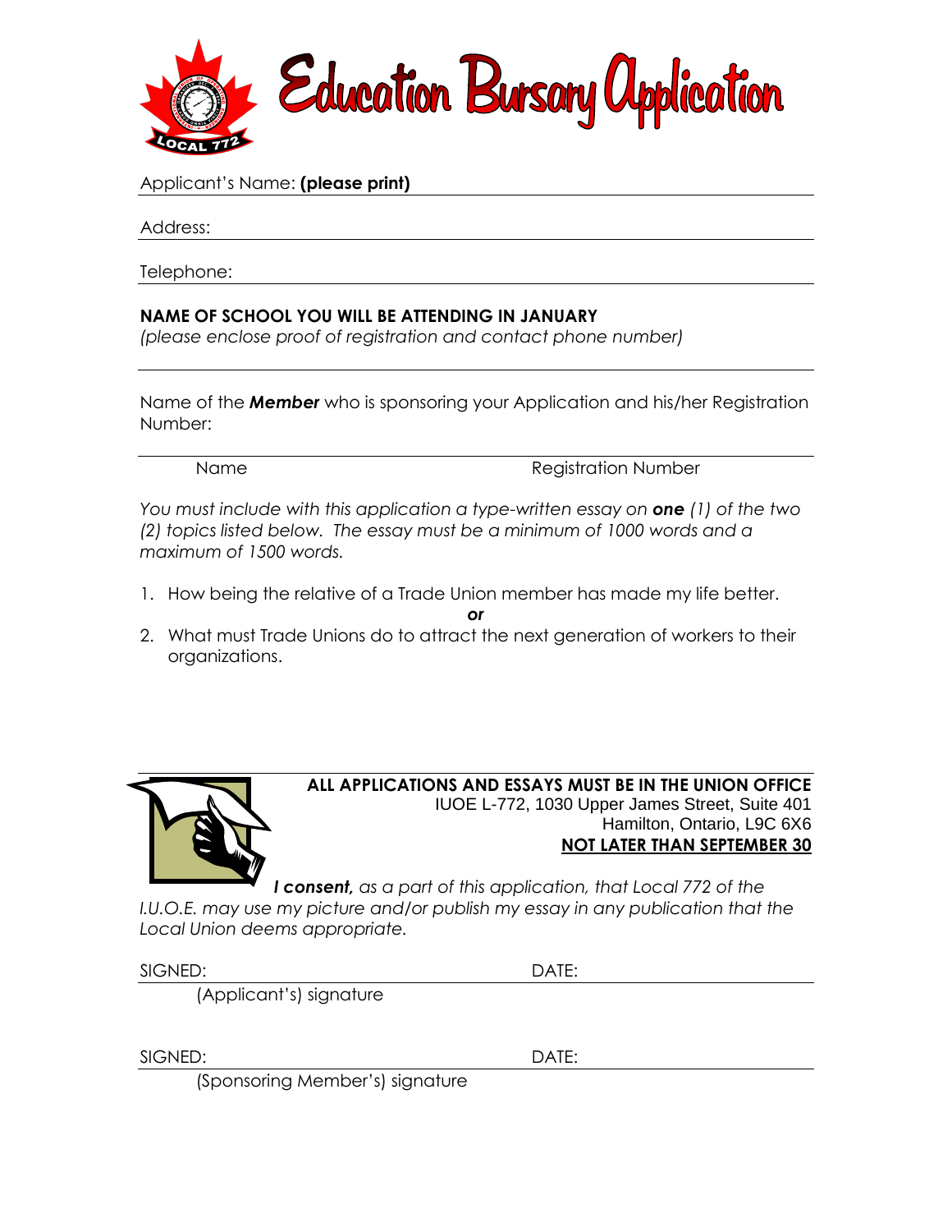# Education Bursary Application

Applicant's Name: **(please print)**

Address:

Telephone:

**NAME OF SCHOOL YOU WILL BE ATTENDING IN JANUARY**
*(please enclose proof of registration and contact phone number)*

Name of the ***Member*** who is sponsoring your Application and his/her Registration Number:

Name Registration Number

*You must include with this application a type-written essay on **one** (1) of the two (2) topics listed below. The essay must be a minimum of 1000 words and a maximum of 1500 words.*

1. How being the relative of a Trade Union member has made my life better.

***or***

2. What must Trade Unions do to attract the next generation of workers to their organizations.

**ALL APPLICATIONS AND ESSAYS MUST BE IN THE UNION OFFICE**
IUOE L-772, 1030 Upper James Street, Suite 401
Hamilton, Ontario, L9C 6X6
**NOT LATER THAN SEPTEMBER 30**

***I consent,*** *as a part of this application, that Local 772 of the I.U.O.E. may use my picture and/or publish my essay in any publication that the Local Union deems appropriate.*

SIGNED: DATE:
(Applicant's) signature

SIGNED: DATE:
(Sponsoring Member's) signature